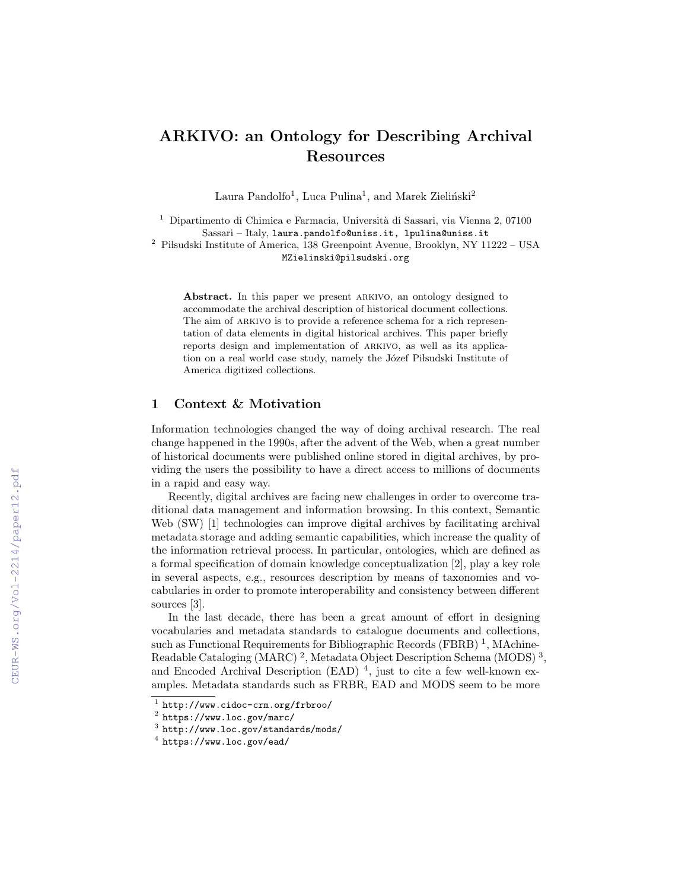# ARKIVO: an Ontology for Describing Archival Resources

Laura Pandolfo[1], Luca Pulina[1], and Marek Zieliński[2]

[1] Dipartimento di Chimica e Farmacia, Università di Sassari, via Vienna 2, 07100 Sassari – Italy, laura.pandolfo@uniss.it, lpulina@uniss.it

[2] Piłsudski Institute of America, 138 Greenpoint Avenue, Brooklyn, NY 11222 – USA MZielinski@pilsudski.org

**Abstract.** In this paper we present ARKIVO, an ontology designed to accommodate the archival description of historical document collections. The aim of ARKIVO is to provide a reference schema for a rich representation of data elements in digital historical archives. This paper briefly reports design and implementation of ARKIVO, as well as its application on a real world case study, namely the Józef Piłsudski Institute of America digitized collections.

## 1 Context & Motivation

Information technologies changed the way of doing archival research. The real change happened in the 1990s, after the advent of the Web, when a great number of historical documents were published online stored in digital archives, by providing the users the possibility to have a direct access to millions of documents in a rapid and easy way.

Recently, digital archives are facing new challenges in order to overcome traditional data management and information browsing. In this context, Semantic Web (SW) [1] technologies can improve digital archives by facilitating archival metadata storage and adding semantic capabilities, which increase the quality of the information retrieval process. In particular, ontologies, which are defined as a formal specification of domain knowledge conceptualization [2], play a key role in several aspects, e.g., resources description by means of taxonomies and vocabularies in order to promote interoperability and consistency between different sources [3].

In the last decade, there has been a great amount of effort in designing vocabularies and metadata standards to catalogue documents and collections, such as Functional Requirements for Bibliographic Records (FBRB) [1], MAchine-Readable Cataloging (MARC) [2], Metadata Object Description Schema (MODS) [3], and Encoded Archival Description (EAD) [4], just to cite a few well-known examples. Metadata standards such as FRBR, EAD and MODS seem to be more

[1] http://www.cidoc-crm.org/frbroo/

[2] https://www.loc.gov/marc/

[3] http://www.loc.gov/standards/mods/

[4] https://www.loc.gov/ead/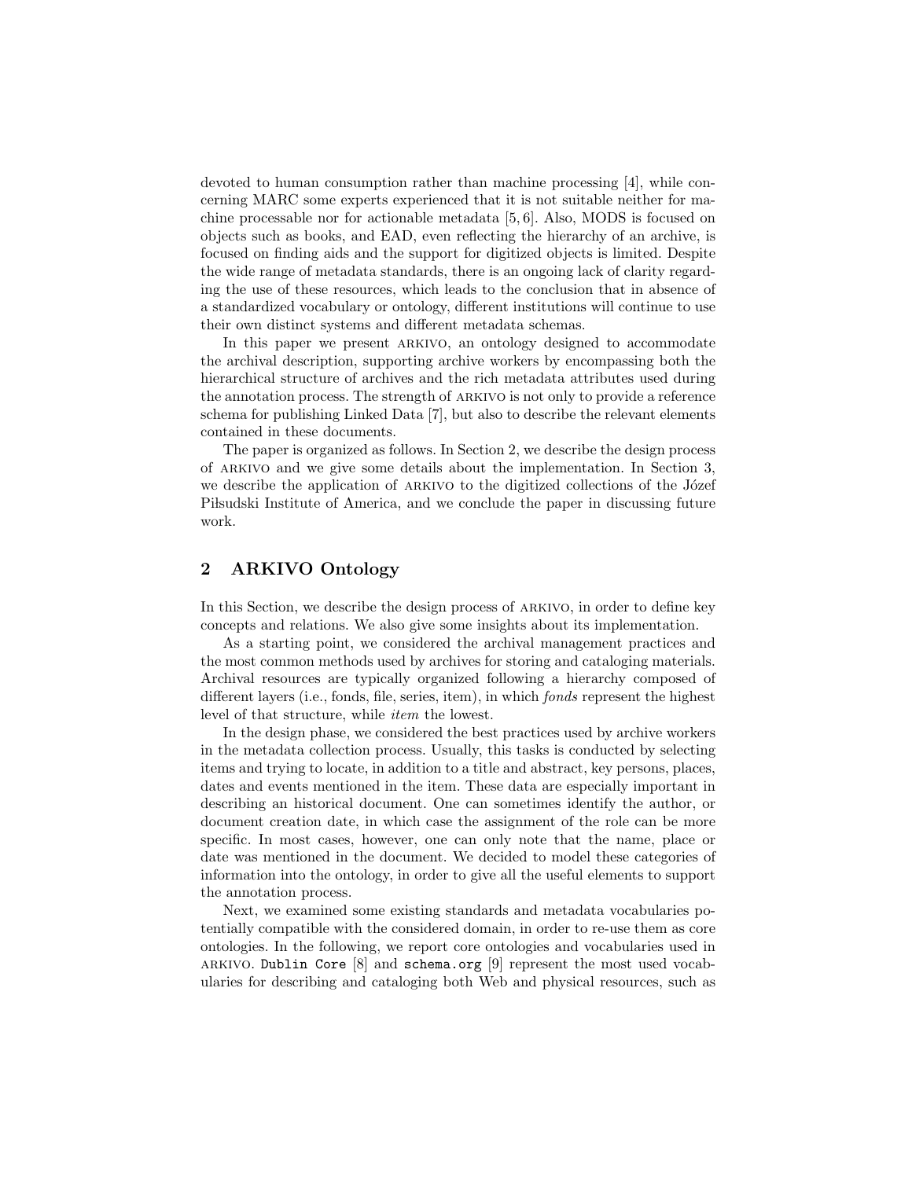devoted to human consumption rather than machine processing [4], while concerning MARC some experts experienced that it is not suitable neither for machine processable nor for actionable metadata [5, 6]. Also, MODS is focused on objects such as books, and EAD, even reflecting the hierarchy of an archive, is focused on finding aids and the support for digitized objects is limited. Despite the wide range of metadata standards, there is an ongoing lack of clarity regarding the use of these resources, which leads to the conclusion that in absence of a standardized vocabulary or ontology, different institutions will continue to use their own distinct systems and different metadata schemas.

In this paper we present ARKIVO, an ontology designed to accommodate the archival description, supporting archive workers by encompassing both the hierarchical structure of archives and the rich metadata attributes used during the annotation process. The strength of ARKIVO is not only to provide a reference schema for publishing Linked Data [7], but also to describe the relevant elements contained in these documents.

The paper is organized as follows. In Section 2, we describe the design process of ARKIVO and we give some details about the implementation. In Section 3, we describe the application of ARKIVO to the digitized collections of the Józef Piłsudski Institute of America, and we conclude the paper in discussing future work.

## 2 ARKIVO Ontology

In this Section, we describe the design process of ARKIVO, in order to define key concepts and relations. We also give some insights about its implementation.

As a starting point, we considered the archival management practices and the most common methods used by archives for storing and cataloging materials. Archival resources are typically organized following a hierarchy composed of different layers (i.e., fonds, file, series, item), in which *fonds* represent the highest level of that structure, while *item* the lowest.

In the design phase, we considered the best practices used by archive workers in the metadata collection process. Usually, this tasks is conducted by selecting items and trying to locate, in addition to a title and abstract, key persons, places, dates and events mentioned in the item. These data are especially important in describing an historical document. One can sometimes identify the author, or document creation date, in which case the assignment of the role can be more specific. In most cases, however, one can only note that the name, place or date was mentioned in the document. We decided to model these categories of information into the ontology, in order to give all the useful elements to support the annotation process.

Next, we examined some existing standards and metadata vocabularies potentially compatible with the considered domain, in order to re-use them as core ontologies. In the following, we report core ontologies and vocabularies used in ARKIVO. `Dublin Core` [8] and `schema.org` [9] represent the most used vocabularies for describing and cataloging both Web and physical resources, such as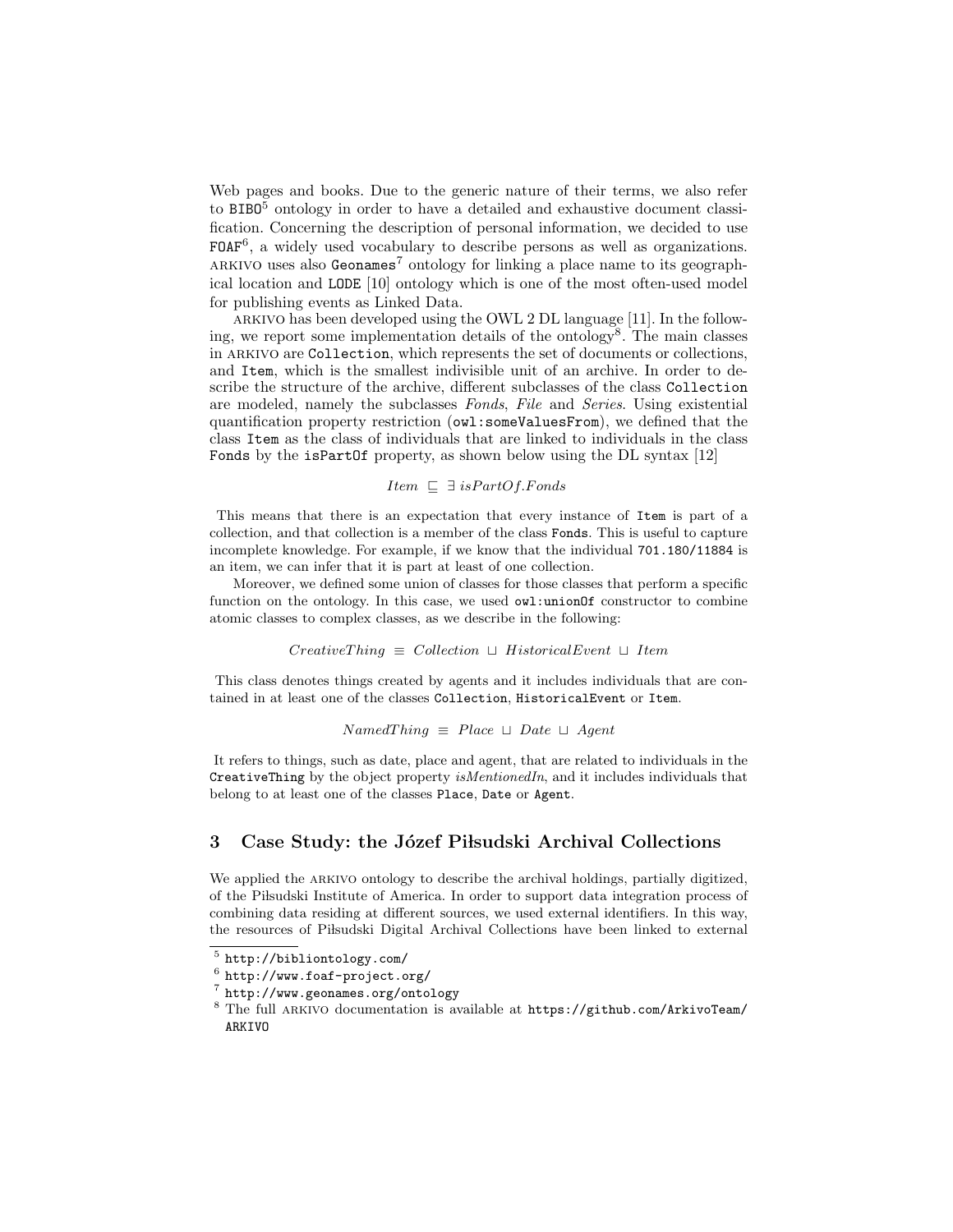Web pages and books. Due to the generic nature of their terms, we also refer to `BIBO`[5] ontology in order to have a detailed and exhaustive document classification. Concerning the description of personal information, we decided to use `FOAF`[6], a widely used vocabulary to describe persons as well as organizations. ARKIVO uses also `Geonames`[7] ontology for linking a place name to its geographical location and `LODE` [10] ontology which is one of the most often-used model for publishing events as Linked Data.

ARKIVO has been developed using the OWL 2 DL language [11]. In the following, we report some implementation details of the ontology[8]. The main classes in ARKIVO are `Collection`, which represents the set of documents or collections, and `Item`, which is the smallest indivisible unit of an archive. In order to describe the structure of the archive, different subclasses of the class `Collection` are modeled, namely the subclasses *Fonds*, *File* and *Series*. Using existential quantification property restriction (`owl:someValuesFrom`), we defined that the class `Item` as the class of individuals that are linked to individuals in the class `Fonds` by the `isPartOf` property, as shown below using the DL syntax [12]

$$Item \sqsubseteq \exists\, isPartOf.Fonds$$

This means that there is an expectation that every instance of `Item` is part of a collection, and that collection is a member of the class `Fonds`. This is useful to capture incomplete knowledge. For example, if we know that the individual `701.180/11884` is an item, we can infer that it is part at least of one collection.

Moreover, we defined some union of classes for those classes that perform a specific function on the ontology. In this case, we used `owl:unionOf` constructor to combine atomic classes to complex classes, as we describe in the following:

$$CreativeThing \equiv Collection \sqcup HistoricalEvent \sqcup Item$$

This class denotes things created by agents and it includes individuals that are contained in at least one of the classes `Collection`, `HistoricalEvent` or `Item`.

$$NamedThing \equiv Place \sqcup Date \sqcup Agent$$

It refers to things, such as date, place and agent, that are related to individuals in the `CreativeThing` by the object property *isMentionedIn*, and it includes individuals that belong to at least one of the classes `Place`, `Date` or `Agent`.

## 3 Case Study: the Józef Piłsudski Archival Collections

We applied the ARKIVO ontology to describe the archival holdings, partially digitized, of the Piłsudski Institute of America. In order to support data integration process of combining data residing at different sources, we used external identifiers. In this way, the resources of Piłsudski Digital Archival Collections have been linked to external

[5] `http://bibliontology.com/`

[6] `http://www.foaf-project.org/`

[7] `http://www.geonames.org/ontology`

[8] The full ARKIVO documentation is available at `https://github.com/ArkivoTeam/ARKIVO`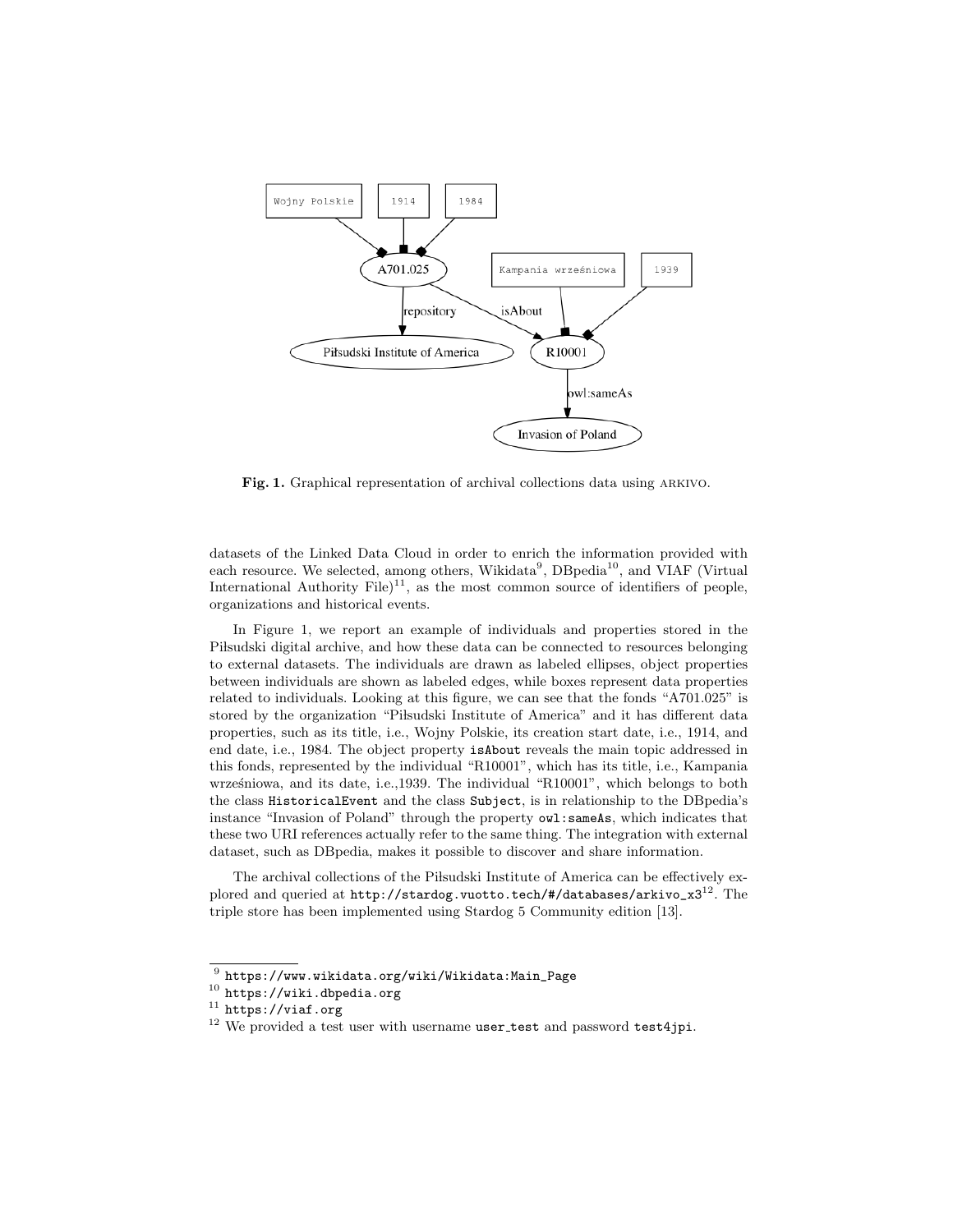Fig. 1. Graphical representation of archival collections data using ARKIVO.

datasets of the Linked Data Cloud in order to enrich the information provided with each resource. We selected, among others, Wikidata[9], DBpedia[10], and VIAF (Virtual International Authority File)[11], as the most common source of identifiers of people, organizations and historical events.

In Figure 1, we report an example of individuals and properties stored in the Piłsudski digital archive, and how these data can be connected to resources belonging to external datasets. The individuals are drawn as labeled ellipses, object properties between individuals are shown as labeled edges, while boxes represent data properties related to individuals. Looking at this figure, we can see that the fonds "A701.025" is stored by the organization "Piłsudski Institute of America" and it has different data properties, such as its title, i.e., Wojny Polskie, its creation start date, i.e., 1914, and end date, i.e., 1984. The object property `isAbout` reveals the main topic addressed in this fonds, represented by the individual "R10001", which has its title, i.e., Kampania wrześniowa, and its date, i.e.,1939. The individual "R10001", which belongs to both the class `HistoricalEvent` and the class `Subject`, is in relationship to the DBpedia's instance "Invasion of Poland" through the property `owl:sameAs`, which indicates that these two URI references actually refer to the same thing. The integration with external dataset, such as DBpedia, makes it possible to discover and share information.

The archival collections of the Piłsudski Institute of America can be effectively explored and queried at `http://stardog.vuotto.tech/#/databases/arkivo_x3`[12]. The triple store has been implemented using Stardog 5 Community edition [13].

---

[9] `https://www.wikidata.org/wiki/Wikidata:Main_Page`

[10] `https://wiki.dbpedia.org`

[11] `https://viaf.org`

[12] We provided a test user with username `user_test` and password `test4jpi`.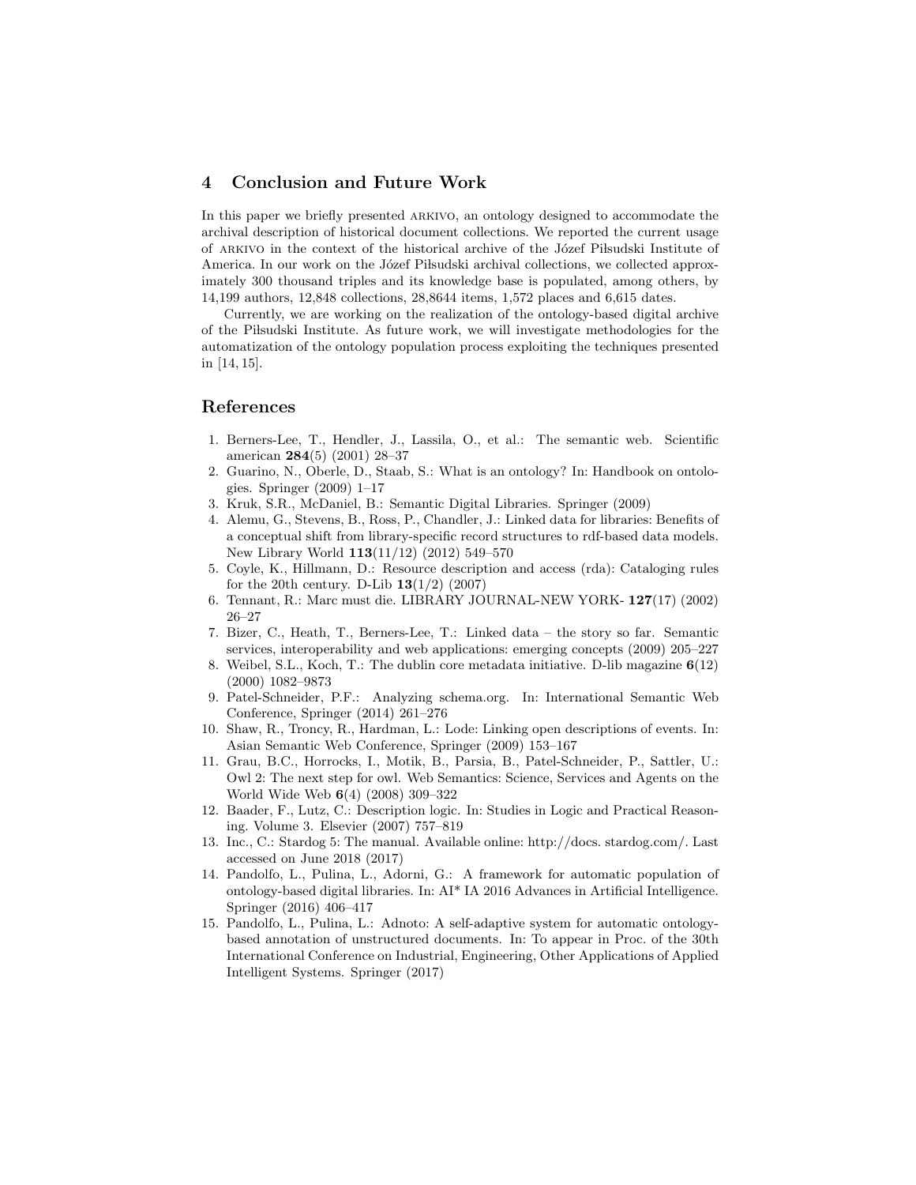## 4 Conclusion and Future Work

In this paper we briefly presented ARKIVO, an ontology designed to accommodate the archival description of historical document collections. We reported the current usage of ARKIVO in the context of the historical archive of the Józef Piłsudski Institute of America. In our work on the Józef Piłsudski archival collections, we collected approximately 300 thousand triples and its knowledge base is populated, among others, by 14,199 authors, 12,848 collections, 28,8644 items, 1,572 places and 6,615 dates.

Currently, we are working on the realization of the ontology-based digital archive of the Piłsudski Institute. As future work, we will investigate methodologies for the automatization of the ontology population process exploiting the techniques presented in [14, 15].

## References

1. Berners-Lee, T., Hendler, J., Lassila, O., et al.: The semantic web. Scientific american **284**(5) (2001) 28–37
2. Guarino, N., Oberle, D., Staab, S.: What is an ontology? In: Handbook on ontologies. Springer (2009) 1–17
3. Kruk, S.R., McDaniel, B.: Semantic Digital Libraries. Springer (2009)
4. Alemu, G., Stevens, B., Ross, P., Chandler, J.: Linked data for libraries: Benefits of a conceptual shift from library-specific record structures to rdf-based data models. New Library World **113**(11/12) (2012) 549–570
5. Coyle, K., Hillmann, D.: Resource description and access (rda): Cataloging rules for the 20th century. D-Lib **13**(1/2) (2007)
6. Tennant, R.: Marc must die. LIBRARY JOURNAL-NEW YORK- **127**(17) (2002) 26–27
7. Bizer, C., Heath, T., Berners-Lee, T.: Linked data – the story so far. Semantic services, interoperability and web applications: emerging concepts (2009) 205–227
8. Weibel, S.L., Koch, T.: The dublin core metadata initiative. D-lib magazine **6**(12) (2000) 1082–9873
9. Patel-Schneider, P.F.: Analyzing schema.org. In: International Semantic Web Conference, Springer (2014) 261–276
10. Shaw, R., Troncy, R., Hardman, L.: Lode: Linking open descriptions of events. In: Asian Semantic Web Conference, Springer (2009) 153–167
11. Grau, B.C., Horrocks, I., Motik, B., Parsia, B., Patel-Schneider, P., Sattler, U.: Owl 2: The next step for owl. Web Semantics: Science, Services and Agents on the World Wide Web **6**(4) (2008) 309–322
12. Baader, F., Lutz, C.: Description logic. In: Studies in Logic and Practical Reasoning. Volume 3. Elsevier (2007) 757–819
13. Inc., C.: Stardog 5: The manual. Available online: http://docs. stardog.com/. Last accessed on June 2018 (2017)
14. Pandolfo, L., Pulina, L., Adorni, G.: A framework for automatic population of ontology-based digital libraries. In: AI* IA 2016 Advances in Artificial Intelligence. Springer (2016) 406–417
15. Pandolfo, L., Pulina, L.: Adnoto: A self-adaptive system for automatic ontology-based annotation of unstructured documents. In: To appear in Proc. of the 30th International Conference on Industrial, Engineering, Other Applications of Applied Intelligent Systems. Springer (2017)